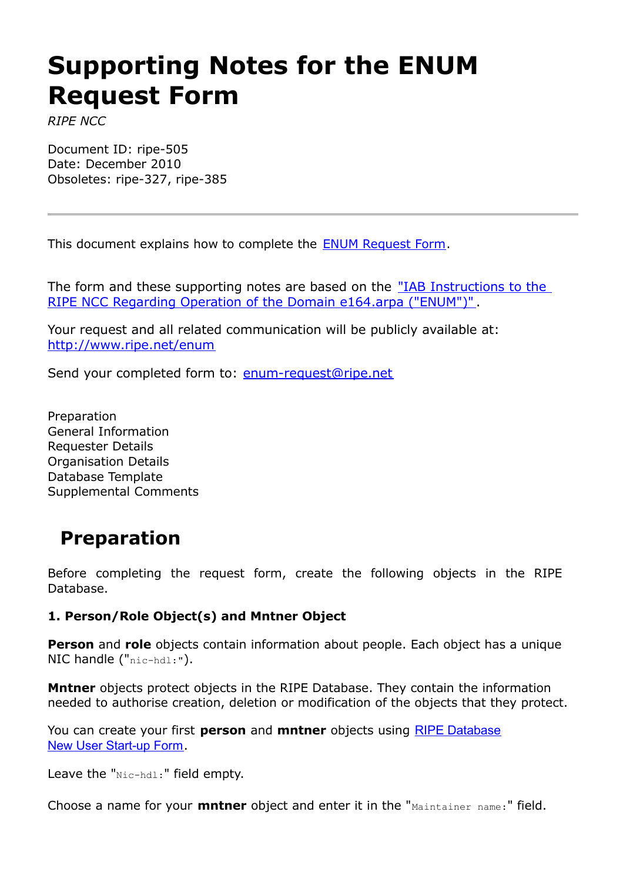# Supporting Notes for the ENUM Request Form

*RIPE NCC*

Document ID: ripe-505
Date: December 2010
Obsoletes: ripe-327, ripe-385

---

This document explains how to complete the ENUM Request Form.

The form and these supporting notes are based on the "IAB Instructions to the RIPE NCC Regarding Operation of the Domain e164.arpa ("ENUM")".

Your request and all related communication will be publicly available at: http://www.ripe.net/enum

Send your completed form to: enum-request@ripe.net

Preparation
General Information
Requester Details
Organisation Details
Database Template
Supplemental Comments

## Preparation

Before completing the request form, create the following objects in the RIPE Database.

**1. Person/Role Object(s) and Mntner Object**

**Person** and **role** objects contain information about people. Each object has a unique NIC handle ("`nic-hdl:`").

**Mntner** objects protect objects in the RIPE Database. They contain the information needed to authorise creation, deletion or modification of the objects that they protect.

You can create your first **person** and **mntner** objects using RIPE Database New User Start-up Form.

Leave the "`Nic-hdl:`" field empty.

Choose a name for your **mntner** object and enter it in the "`Maintainer name:`" field.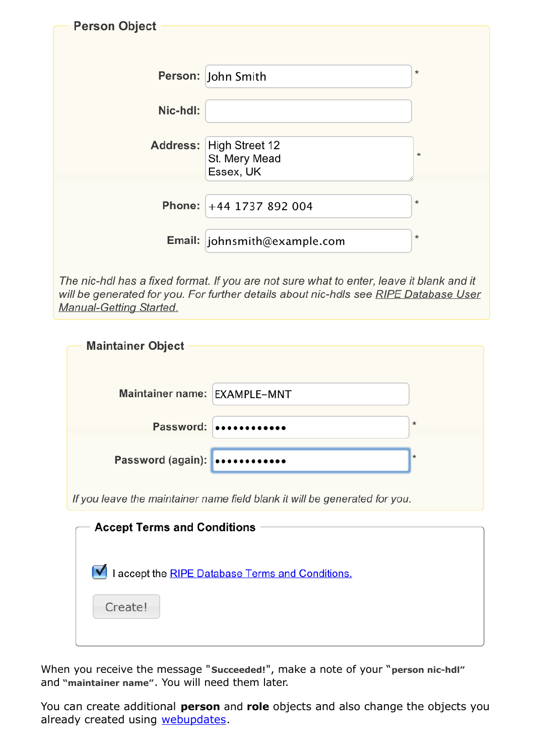### Person Object

**Person:** John Smith *

**Nic-hdl:** 

**Address:** High Street 12
St. Mery Mead
Essex, UK *

**Phone:** +44 1737 892 004 *

**Email:** johnsmith@example.com *

*The nic-hdl has a fixed format. If you are not sure what to enter, leave it blank and it will be generated for you. For further details about nic-hdls see RIPE Database User Manual-Getting Started.*

### Maintainer Object

**Maintainer name:** EXAMPLE-MNT

**Password:** •••••••••••• *

**Password (again):** •••••••••••• *

*If you leave the maintainer name field blank it will be generated for you.*

### Accept Terms and Conditions

☑ I accept the RIPE Database Terms and Conditions.

Create!

When you receive the message "**Succeeded!**", make a note of your "**person nic-hdl**" and "**maintainer name**". You will need them later.

You can create additional **person** and **role** objects and also change the objects you already created using webupdates.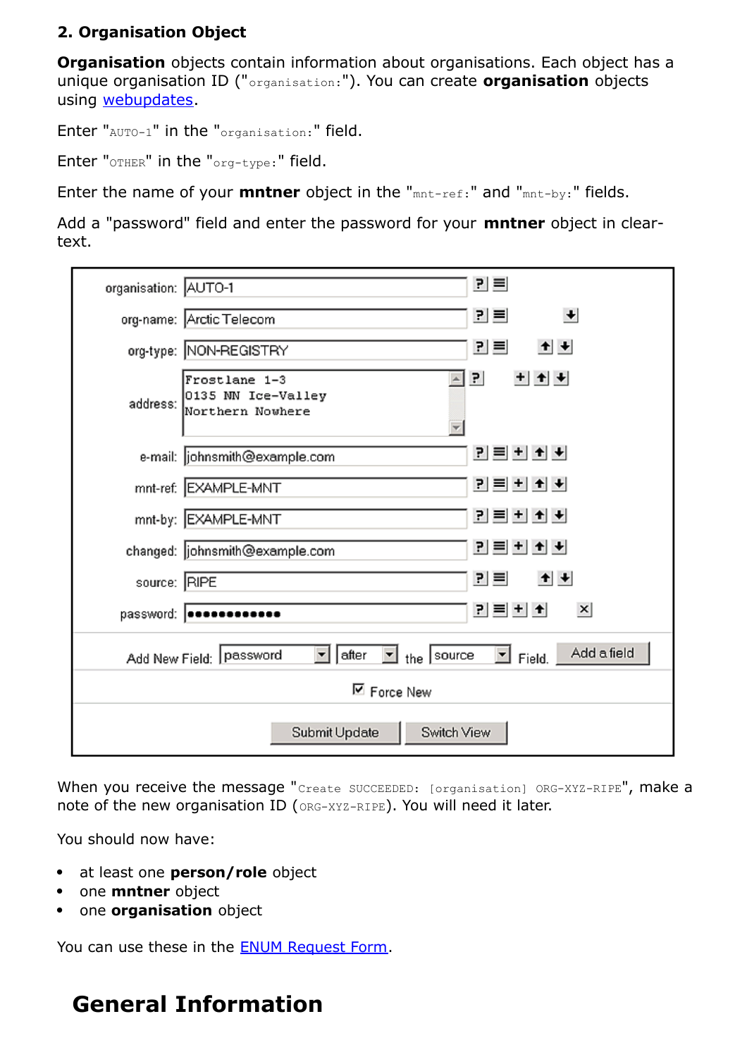### 2. Organisation Object

**Organisation** objects contain information about organisations. Each object has a unique organisation ID ("`organisation:`"). You can create **organisation** objects using [webupdates](webupdates).

Enter "`AUTO-1`" in the "`organisation:`" field.

Enter "`OTHER`" in the "`org-type:`" field.

Enter the name of your **mntner** object in the "`mnt-ref:`" and "`mnt-by:`" fields.

Add a "password" field and enter the password for your **mntner** object in clear-text.

| Field | Value |
|---|---|
| organisation: | AUTO-1 |
| org-name: | Arctic Telecom |
| org-type: | NON-REGISTRY |
| address: | Frostlane 1-3<br>0135 NN Ice-Valley<br>Northern Nowhere |
| e-mail: | johnsmith@example.com |
| mnt-ref: | EXAMPLE-MNT |
| mnt-by: | EXAMPLE-MNT |
| changed: | johnsmith@example.com |
| source: | RIPE |
| password: | ●●●●●●●●●●●● |

Add New Field: password after the source Field. [Add a field]

☑ Force New

[Submit Update] [Switch View]

When you receive the message "`Create SUCCEEDED: [organisation] ORG-XYZ-RIPE`", make a note of the new organisation ID (`ORG-XYZ-RIPE`). You will need it later.

You should now have:

- at least one **person/role** object
- one **mntner** object
- one **organisation** object

You can use these in the [ENUM Request Form](ENUM Request Form).

# General Information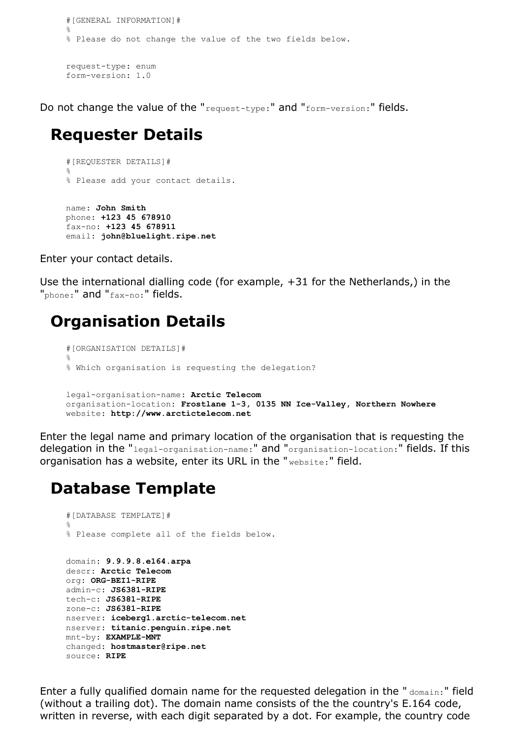```
#[GENERAL INFORMATION]#
%
% Please do not change the value of the two fields below.


request-type: enum
form-version: 1.0
```

Do not change the value of the "`request-type:`" and "`form-version:`" fields.

## Requester Details

```
#[REQUESTER DETAILS]#
%
% Please add your contact details.


name: John Smith
phone: +123 45 678910
fax-no: +123 45 678911
email: john@bluelight.ripe.net
```

Enter your contact details.

Use the international dialling code (for example, +31 for the Netherlands,) in the "`phone:`" and "`fax-no:`" fields.

## Organisation Details

```
#[ORGANISATION DETAILS]#
%
% Which organisation is requesting the delegation?


legal-organisation-name: Arctic Telecom
organisation-location: Frostlane 1-3, 0135 NN Ice-Valley, Northern Nowhere
website: http://www.arctictelecom.net
```

Enter the legal name and primary location of the organisation that is requesting the delegation in the "`legal-organisation-name:`" and "`organisation-location:`" fields. If this organisation has a website, enter its URL in the "`website:`" field.

## Database Template

```
#[DATABASE TEMPLATE]#
%
% Please complete all of the fields below.


domain: 9.9.9.8.e164.arpa
descr: Arctic Telecom
org: ORG-BEI1-RIPE
admin-c: JS6381-RIPE
tech-c: JS6381-RIPE
zone-c: JS6381-RIPE
nserver: iceberg1.arctic-telecom.net
nserver: titanic.penguin.ripe.net
mnt-by: EXAMPLE-MNT
changed: hostmaster@ripe.net
source: RIPE
```

Enter a fully qualified domain name for the requested delegation in the "`domain:`" field (without a trailing dot). The domain name consists of the the country's E.164 code, written in reverse, with each digit separated by a dot. For example, the country code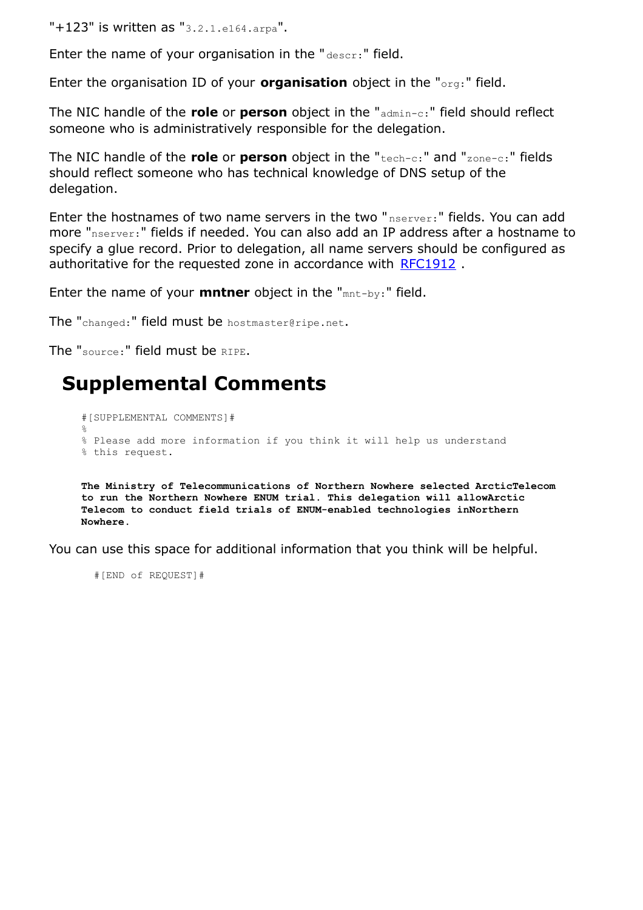"+123" is written as "`3.2.1.e164.arpa`".

Enter the name of your organisation in the "`descr:`" field.

Enter the organisation ID of your **organisation** object in the "`org:`" field.

The NIC handle of the **role** or **person** object in the "`admin-c:`" field should reflect someone who is administratively responsible for the delegation.

The NIC handle of the **role** or **person** object in the "`tech-c:`" and "`zone-c:`" fields should reflect someone who has technical knowledge of DNS setup of the delegation.

Enter the hostnames of two name servers in the two "`nserver:`" fields. You can add more "`nserver:`" fields if needed. You can also add an IP address after a hostname to specify a glue record. Prior to delegation, all name servers should be configured as authoritative for the requested zone in accordance with RFC1912 .

Enter the name of your **mntner** object in the "`mnt-by:`" field.

The "`changed:`" field must be `hostmaster@ripe.net`.

The "`source:`" field must be `RIPE`.

## Supplemental Comments

```
#[SUPPLEMENTAL COMMENTS]#
%
% Please add more information if you think it will help us understand
% this request.

The Ministry of Telecommunications of Northern Nowhere selected ArcticTelecom
to run the Northern Nowhere ENUM trial. This delegation will allowArctic
Telecom to conduct field trials of ENUM-enabled technologies inNorthern
Nowhere.
```

You can use this space for additional information that you think will be helpful.

```
#[END of REQUEST]#
```